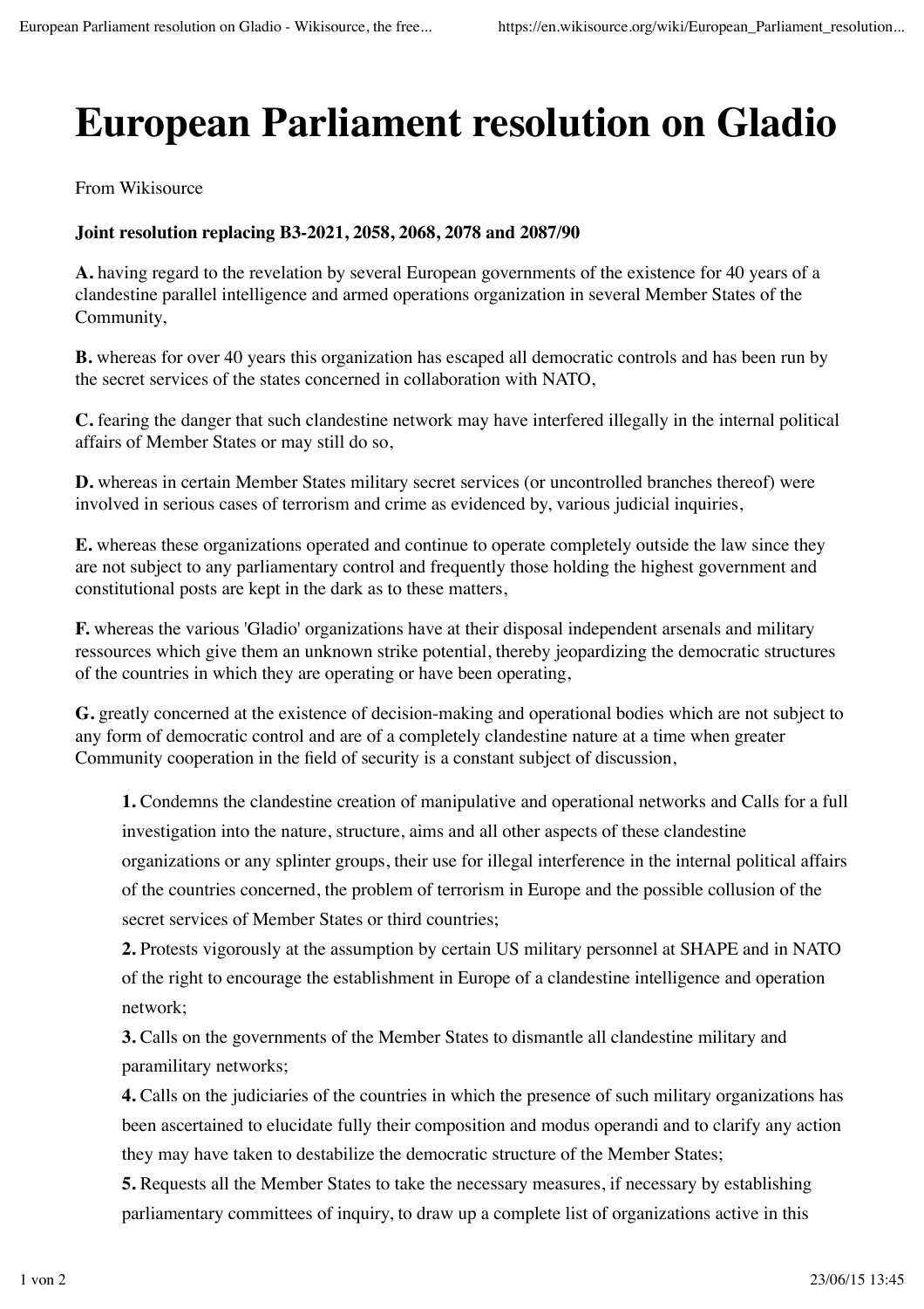# European Parliament resolution on Gladio

From Wikisource

**Joint resolution replacing B3-2021, 2058, 2068, 2078 and 2087/90**

**A.** having regard to the revelation by several European governments of the existence for 40 years of a clandestine parallel intelligence and armed operations organization in several Member States of the Community,

**B.** whereas for over 40 years this organization has escaped all democratic controls and has been run by the secret services of the states concerned in collaboration with NATO,

**C.** fearing the danger that such clandestine network may have interfered illegally in the internal political affairs of Member States or may still do so,

**D.** whereas in certain Member States military secret services (or uncontrolled branches thereof) were involved in serious cases of terrorism and crime as evidenced by, various judicial inquiries,

**E.** whereas these organizations operated and continue to operate completely outside the law since they are not subject to any parliamentary control and frequently those holding the highest government and constitutional posts are kept in the dark as to these matters,

**F.** whereas the various 'Gladio' organizations have at their disposal independent arsenals and military ressources which give them an unknown strike potential, thereby jeopardizing the democratic structures of the countries in which they are operating or have been operating,

**G.** greatly concerned at the existence of decision-making and operational bodies which are not subject to any form of democratic control and are of a completely clandestine nature at a time when greater Community cooperation in the field of security is a constant subject of discussion,

> **1.** Condemns the clandestine creation of manipulative and operational networks and Calls for a full investigation into the nature, structure, aims and all other aspects of these clandestine organizations or any splinter groups, their use for illegal interference in the internal political affairs of the countries concerned, the problem of terrorism in Europe and the possible collusion of the secret services of Member States or third countries;
>
> **2.** Protests vigorously at the assumption by certain US military personnel at SHAPE and in NATO of the right to encourage the establishment in Europe of a clandestine intelligence and operation network;
>
> **3.** Calls on the governments of the Member States to dismantle all clandestine military and paramilitary networks;
>
> **4.** Calls on the judiciaries of the countries in which the presence of such military organizations has been ascertained to elucidate fully their composition and modus operandi and to clarify any action they may have taken to destabilize the democratic structure of the Member States;
>
> **5.** Requests all the Member States to take the necessary measures, if necessary by establishing parliamentary committees of inquiry, to draw up a complete list of organizations active in this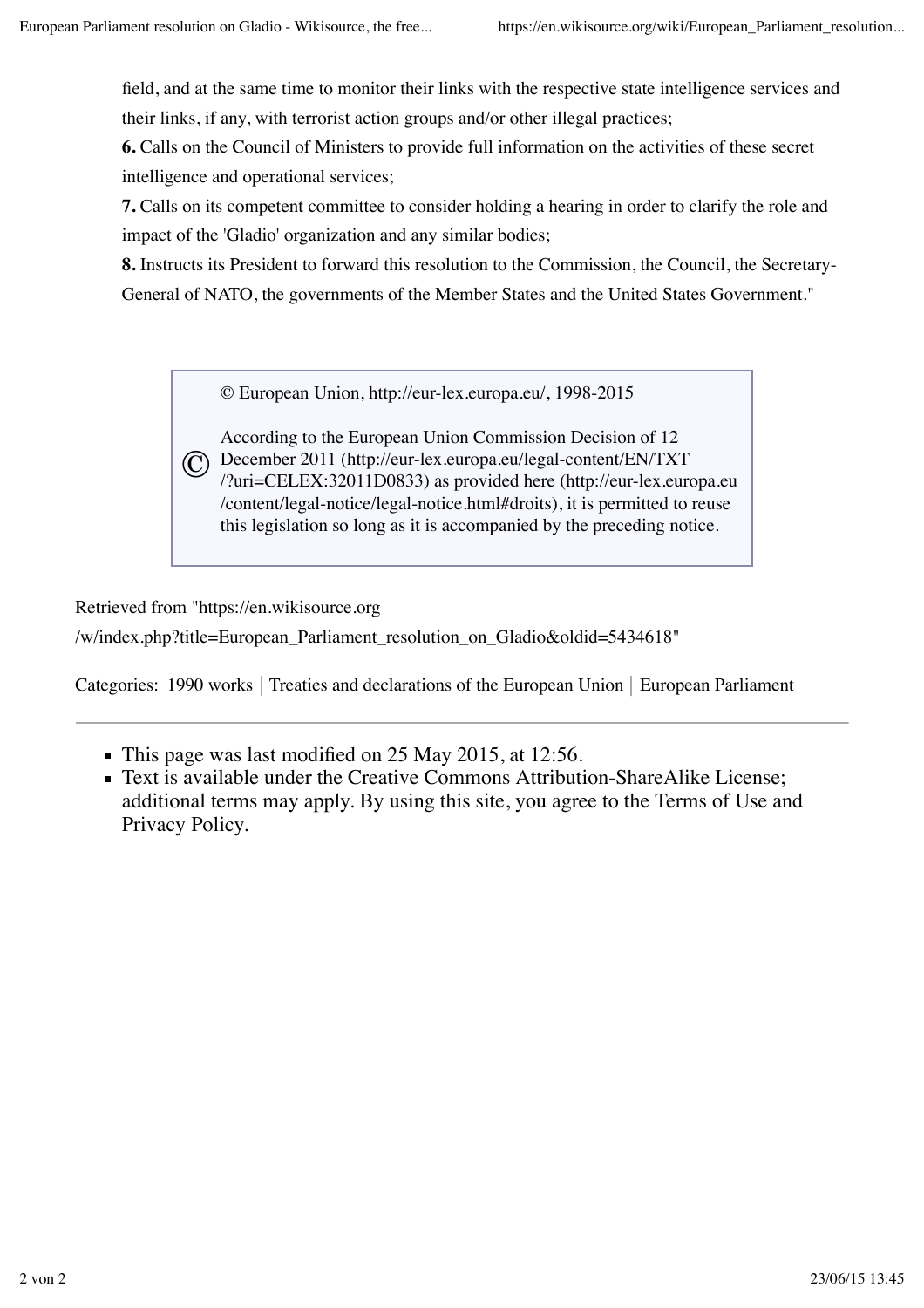field, and at the same time to monitor their links with the respective state intelligence services and their links, if any, with terrorist action groups and/or other illegal practices;

**6.** Calls on the Council of Ministers to provide full information on the activities of these secret intelligence and operational services;

**7.** Calls on its competent committee to consider holding a hearing in order to clarify the role and impact of the 'Gladio' organization and any similar bodies;

**8.** Instructs its President to forward this resolution to the Commission, the Council, the Secretary-General of NATO, the governments of the Member States and the United States Government."

> © European Union, http://eur-lex.europa.eu/, 1998-2015
>
> According to the European Union Commission Decision of 12 December 2011 (http://eur-lex.europa.eu/legal-content/EN/TXT/?uri=CELEX:32011D0833) as provided here (http://eur-lex.europa.eu/content/legal-notice/legal-notice.html#droits), it is permitted to reuse this legislation so long as it is accompanied by the preceding notice.

Retrieved from "https://en.wikisource.org/w/index.php?title=European_Parliament_resolution_on_Gladio&oldid=5434618"

Categories: 1990 works | Treaties and declarations of the European Union | European Parliament

- This page was last modified on 25 May 2015, at 12:56.
- Text is available under the Creative Commons Attribution-ShareAlike License; additional terms may apply. By using this site, you agree to the Terms of Use and Privacy Policy.